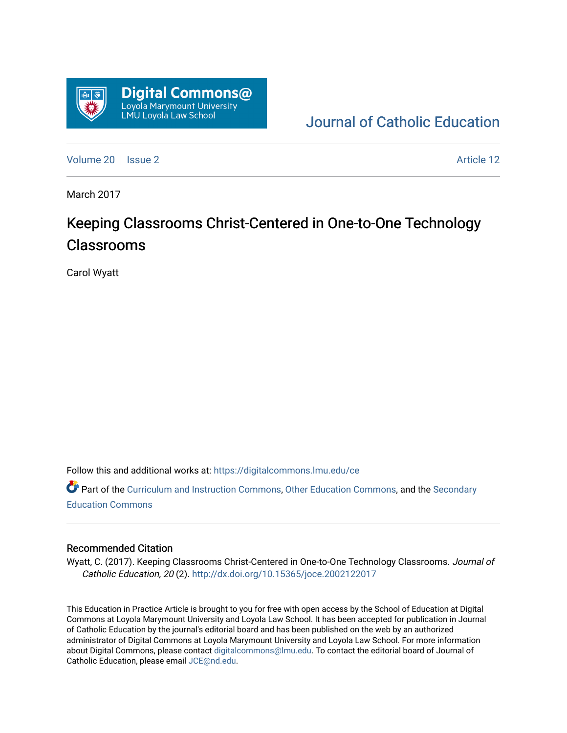Digital Commons@
Loyola Marymount University
LMU Loyola Law School

Journal of Catholic Education

Volume 20 | Issue 2 | Article 12

March 2017

# Keeping Classrooms Christ-Centered in One-to-One Technology Classrooms

Carol Wyatt

Follow this and additional works at: https://digitalcommons.lmu.edu/ce

Part of the Curriculum and Instruction Commons, Other Education Commons, and the Secondary Education Commons

## Recommended Citation

Wyatt, C. (2017). Keeping Classrooms Christ-Centered in One-to-One Technology Classrooms. *Journal of Catholic Education, 20* (2). http://dx.doi.org/10.15365/joce.2002122017

This Education in Practice Article is brought to you for free with open access by the School of Education at Digital Commons at Loyola Marymount University and Loyola Law School. It has been accepted for publication in Journal of Catholic Education by the journal's editorial board and has been published on the web by an authorized administrator of Digital Commons at Loyola Marymount University and Loyola Law School. For more information about Digital Commons, please contact digitalcommons@lmu.edu. To contact the editorial board of Journal of Catholic Education, please email JCE@nd.edu.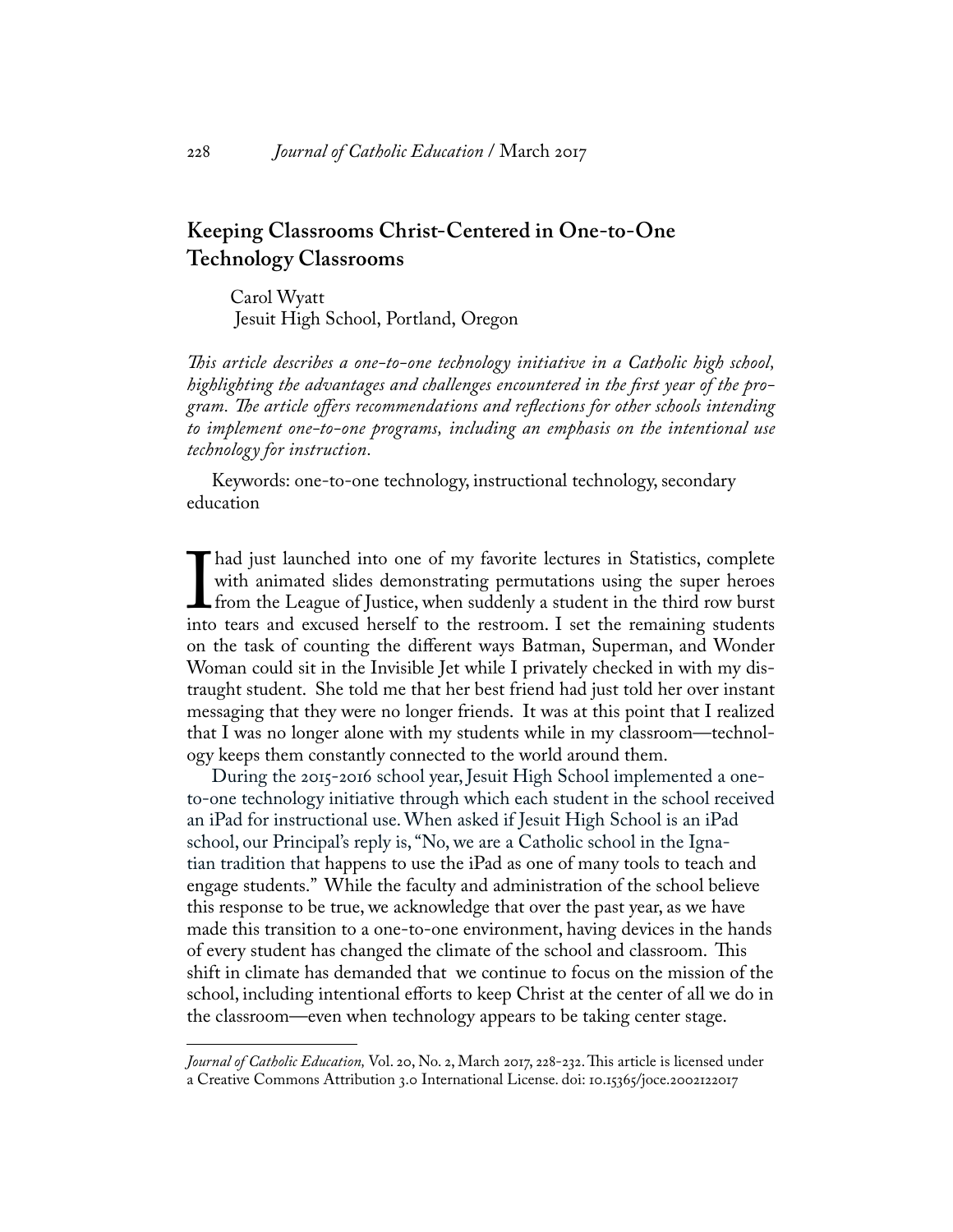## Keeping Classrooms Christ-Centered in One-to-One Technology Classrooms

Carol Wyatt
Jesuit High School, Portland, Oregon

*This article describes a one-to-one technology initiative in a Catholic high school, highlighting the advantages and challenges encountered in the first year of the program. The article offers recommendations and reflections for other schools intending to implement one-to-one programs, including an emphasis on the intentional use technology for instruction.*

Keywords: one-to-one technology, instructional technology, secondary education

I had just launched into one of my favorite lectures in Statistics, complete with animated slides demonstrating permutations using the super heroes from the League of Justice, when suddenly a student in the third row burst into tears and excused herself to the restroom. I set the remaining students on the task of counting the different ways Batman, Superman, and Wonder Woman could sit in the Invisible Jet while I privately checked in with my distraught student. She told me that her best friend had just told her over instant messaging that they were no longer friends. It was at this point that I realized that I was no longer alone with my students while in my classroom—technology keeps them constantly connected to the world around them.

During the 2015-2016 school year, Jesuit High School implemented a one-to-one technology initiative through which each student in the school received an iPad for instructional use. When asked if Jesuit High School is an iPad school, our Principal's reply is, "No, we are a Catholic school in the Ignatian tradition that happens to use the iPad as one of many tools to teach and engage students." While the faculty and administration of the school believe this response to be true, we acknowledge that over the past year, as we have made this transition to a one-to-one environment, having devices in the hands of every student has changed the climate of the school and classroom. This shift in climate has demanded that we continue to focus on the mission of the school, including intentional efforts to keep Christ at the center of all we do in the classroom—even when technology appears to be taking center stage.

---

*Journal of Catholic Education,* Vol. 20, No. 2, March 2017, 228-232. This article is licensed under a Creative Commons Attribution 3.0 International License. doi: 10.15365/joce.2002122017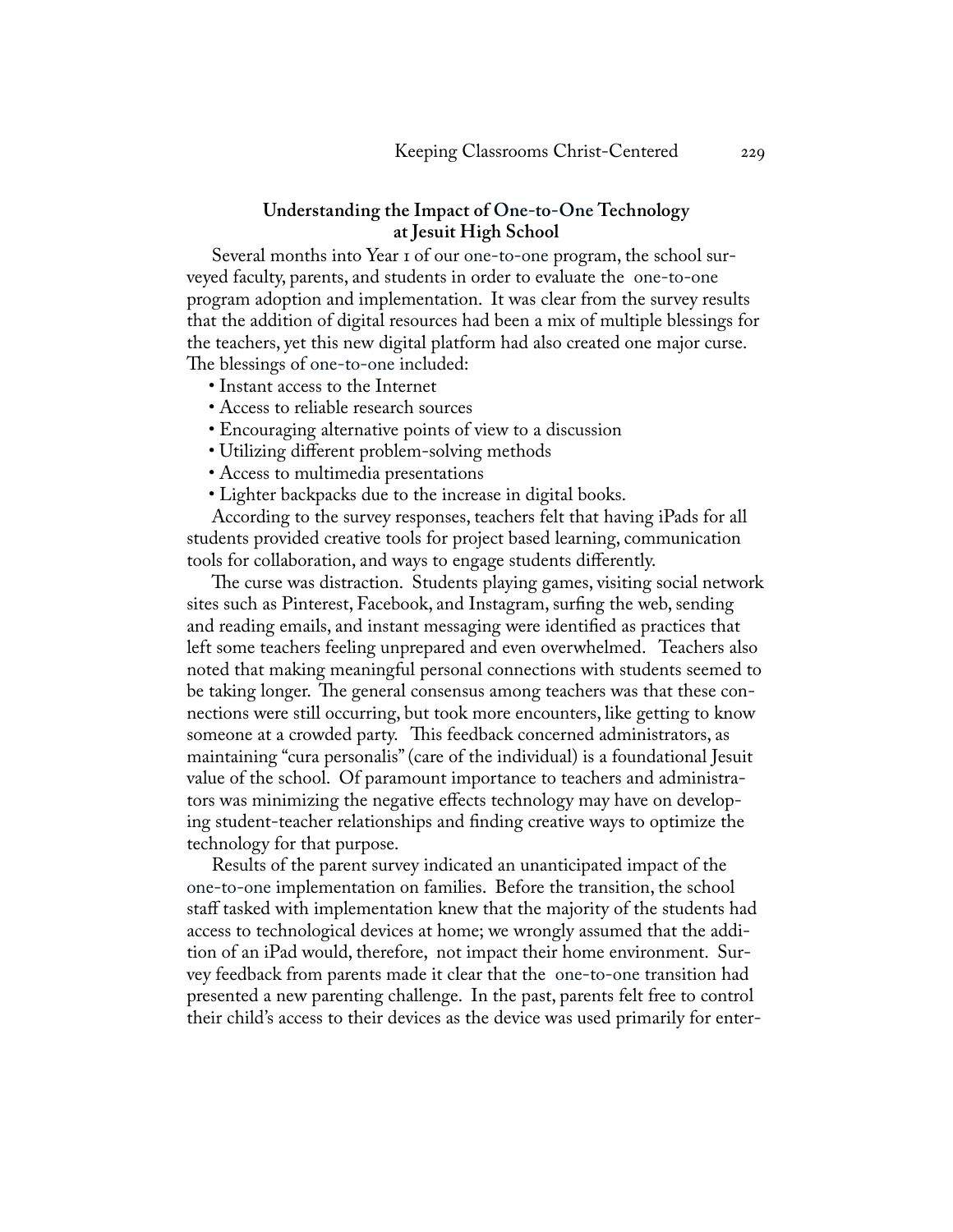### Understanding the Impact of One-to-One Technology at Jesuit High School

Several months into Year 1 of our one-to-one program, the school surveyed faculty, parents, and students in order to evaluate the one-to-one program adoption and implementation. It was clear from the survey results that the addition of digital resources had been a mix of multiple blessings for the teachers, yet this new digital platform had also created one major curse. The blessings of one-to-one included:

- Instant access to the Internet
- Access to reliable research sources
- Encouraging alternative points of view to a discussion
- Utilizing different problem-solving methods
- Access to multimedia presentations
- Lighter backpacks due to the increase in digital books.

According to the survey responses, teachers felt that having iPads for all students provided creative tools for project based learning, communication tools for collaboration, and ways to engage students differently.

The curse was distraction. Students playing games, visiting social network sites such as Pinterest, Facebook, and Instagram, surfing the web, sending and reading emails, and instant messaging were identified as practices that left some teachers feeling unprepared and even overwhelmed. Teachers also noted that making meaningful personal connections with students seemed to be taking longer. The general consensus among teachers was that these connections were still occurring, but took more encounters, like getting to know someone at a crowded party. This feedback concerned administrators, as maintaining "cura personalis" (care of the individual) is a foundational Jesuit value of the school. Of paramount importance to teachers and administrators was minimizing the negative effects technology may have on developing student-teacher relationships and finding creative ways to optimize the technology for that purpose.

Results of the parent survey indicated an unanticipated impact of the one-to-one implementation on families. Before the transition, the school staff tasked with implementation knew that the majority of the students had access to technological devices at home; we wrongly assumed that the addition of an iPad would, therefore, not impact their home environment. Survey feedback from parents made it clear that the one-to-one transition had presented a new parenting challenge. In the past, parents felt free to control their child's access to their devices as the device was used primarily for enter-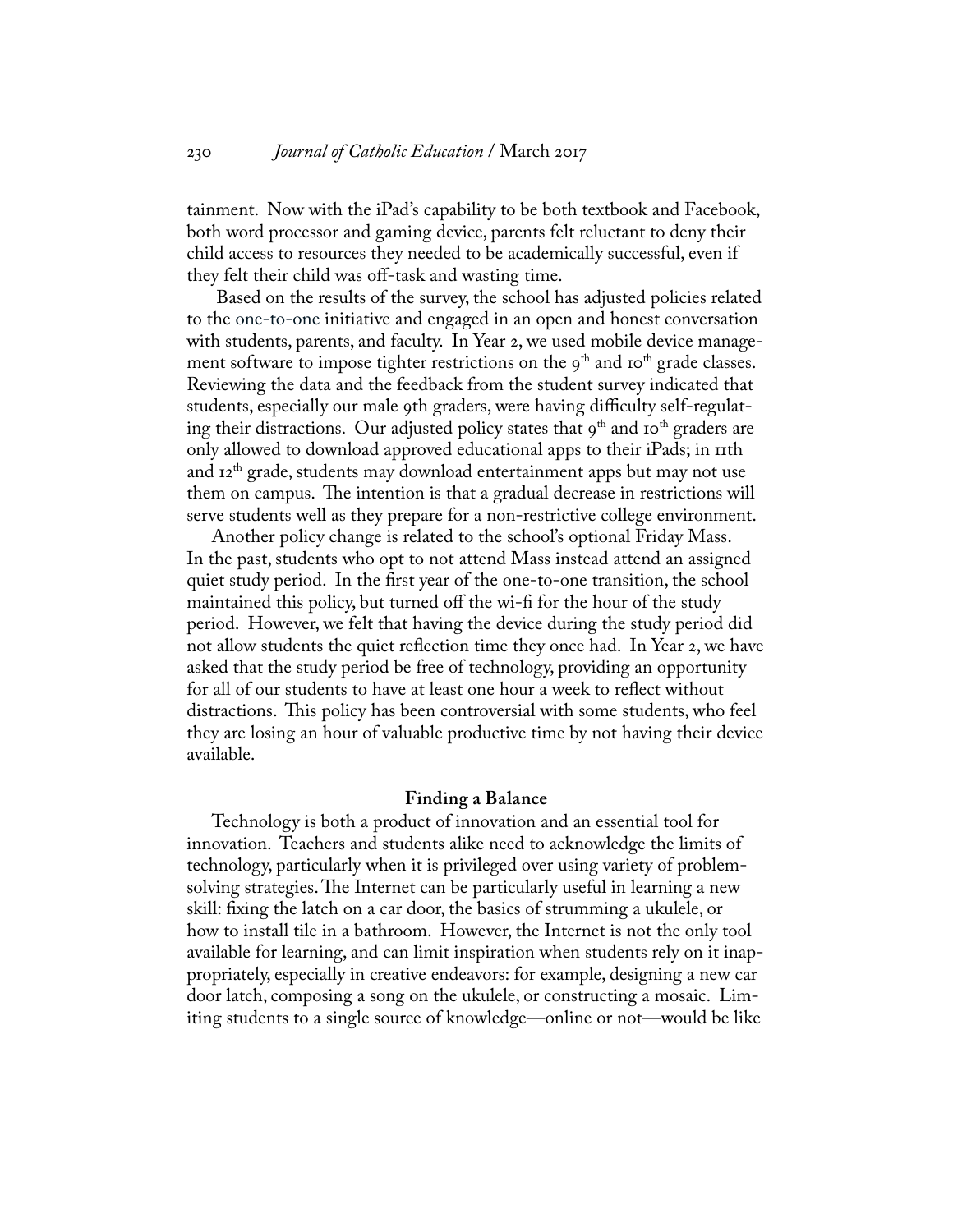tainment. Now with the iPad's capability to be both textbook and Facebook, both word processor and gaming device, parents felt reluctant to deny their child access to resources they needed to be academically successful, even if they felt their child was off-task and wasting time.

Based on the results of the survey, the school has adjusted policies related to the one-to-one initiative and engaged in an open and honest conversation with students, parents, and faculty. In Year 2, we used mobile device management software to impose tighter restrictions on the 9th and 10th grade classes. Reviewing the data and the feedback from the student survey indicated that students, especially our male 9th graders, were having difficulty self-regulating their distractions. Our adjusted policy states that 9th and 10th graders are only allowed to download approved educational apps to their iPads; in 11th and 12th grade, students may download entertainment apps but may not use them on campus. The intention is that a gradual decrease in restrictions will serve students well as they prepare for a non-restrictive college environment.

Another policy change is related to the school's optional Friday Mass. In the past, students who opt to not attend Mass instead attend an assigned quiet study period. In the first year of the one-to-one transition, the school maintained this policy, but turned off the wi-fi for the hour of the study period. However, we felt that having the device during the study period did not allow students the quiet reflection time they once had. In Year 2, we have asked that the study period be free of technology, providing an opportunity for all of our students to have at least one hour a week to reflect without distractions. This policy has been controversial with some students, who feel they are losing an hour of valuable productive time by not having their device available.

## Finding a Balance

Technology is both a product of innovation and an essential tool for innovation. Teachers and students alike need to acknowledge the limits of technology, particularly when it is privileged over using variety of problem-solving strategies. The Internet can be particularly useful in learning a new skill: fixing the latch on a car door, the basics of strumming a ukulele, or how to install tile in a bathroom. However, the Internet is not the only tool available for learning, and can limit inspiration when students rely on it inappropriately, especially in creative endeavors: for example, designing a new car door latch, composing a song on the ukulele, or constructing a mosaic. Limiting students to a single source of knowledge—online or not—would be like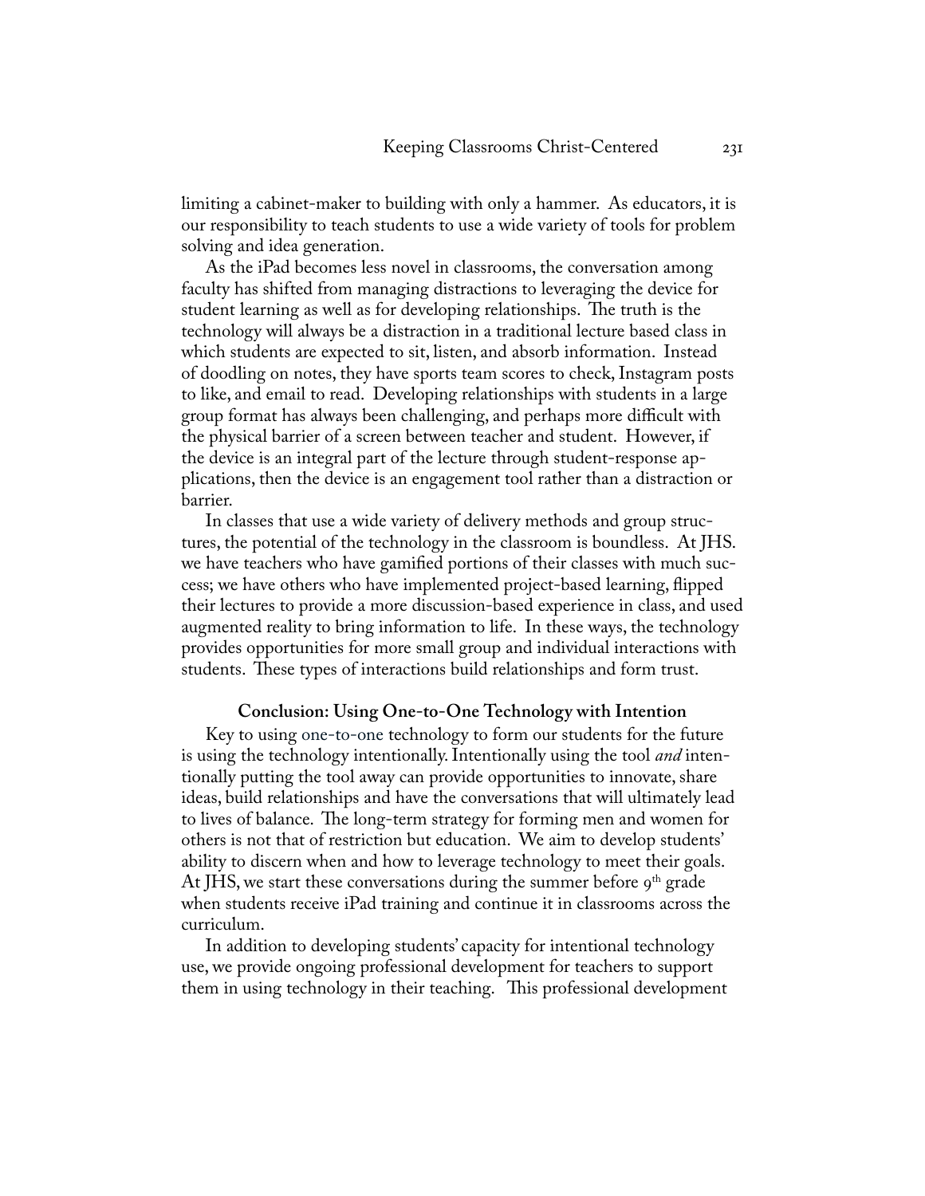limiting a cabinet-maker to building with only a hammer. As educators, it is our responsibility to teach students to use a wide variety of tools for problem solving and idea generation.

As the iPad becomes less novel in classrooms, the conversation among faculty has shifted from managing distractions to leveraging the device for student learning as well as for developing relationships. The truth is the technology will always be a distraction in a traditional lecture based class in which students are expected to sit, listen, and absorb information. Instead of doodling on notes, they have sports team scores to check, Instagram posts to like, and email to read. Developing relationships with students in a large group format has always been challenging, and perhaps more difficult with the physical barrier of a screen between teacher and student. However, if the device is an integral part of the lecture through student-response applications, then the device is an engagement tool rather than a distraction or barrier.

In classes that use a wide variety of delivery methods and group structures, the potential of the technology in the classroom is boundless. At JHS. we have teachers who have gamified portions of their classes with much success; we have others who have implemented project-based learning, flipped their lectures to provide a more discussion-based experience in class, and used augmented reality to bring information to life. In these ways, the technology provides opportunities for more small group and individual interactions with students. These types of interactions build relationships and form trust.

### Conclusion: Using One-to-One Technology with Intention

Key to using one-to-one technology to form our students for the future is using the technology intentionally. Intentionally using the tool *and* intentionally putting the tool away can provide opportunities to innovate, share ideas, build relationships and have the conversations that will ultimately lead to lives of balance. The long-term strategy for forming men and women for others is not that of restriction but education. We aim to develop students' ability to discern when and how to leverage technology to meet their goals. At JHS, we start these conversations during the summer before 9th grade when students receive iPad training and continue it in classrooms across the curriculum.

In addition to developing students' capacity for intentional technology use, we provide ongoing professional development for teachers to support them in using technology in their teaching. This professional development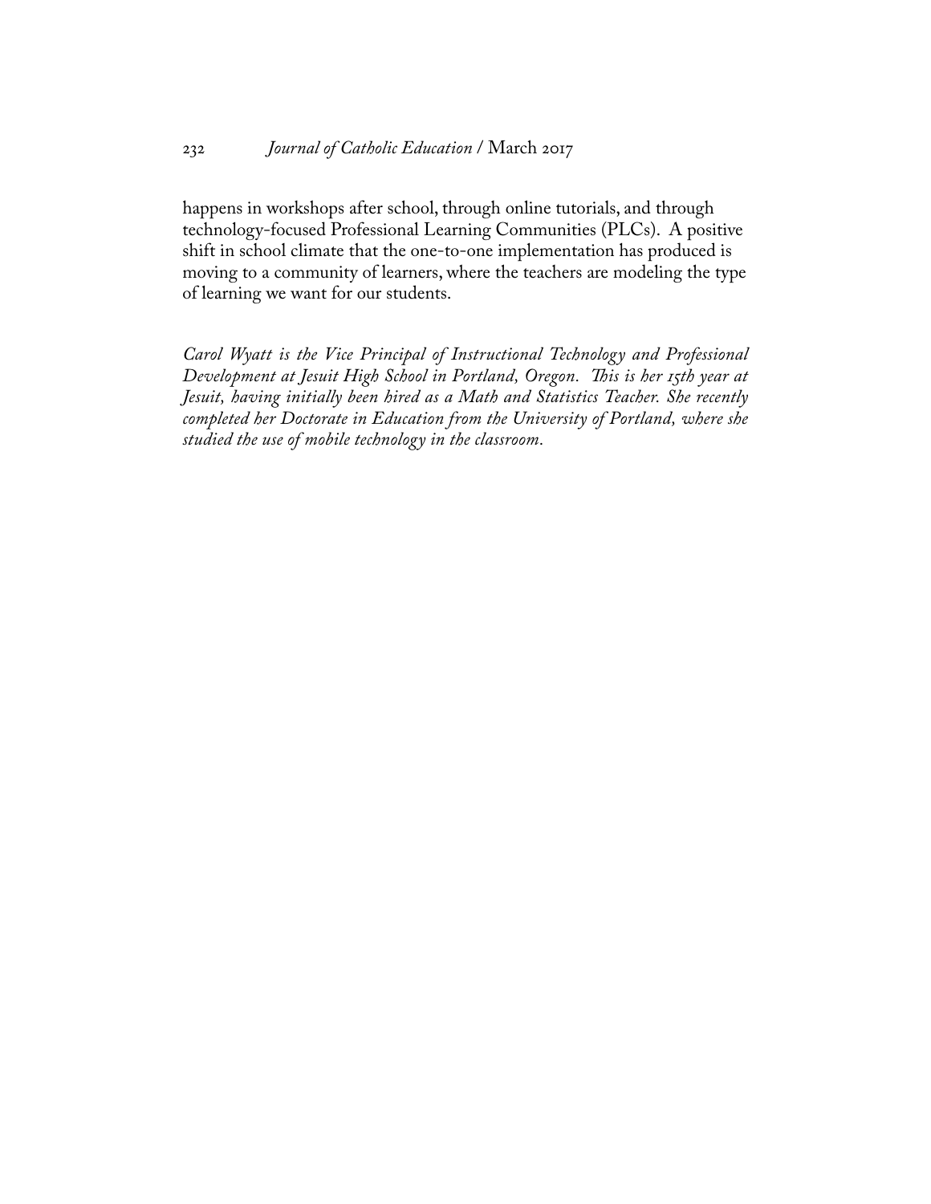happens in workshops after school, through online tutorials, and through technology-focused Professional Learning Communities (PLCs). A positive shift in school climate that the one-to-one implementation has produced is moving to a community of learners, where the teachers are modeling the type of learning we want for our students.

*Carol Wyatt is the Vice Principal of Instructional Technology and Professional Development at Jesuit High School in Portland, Oregon. This is her 15th year at Jesuit, having initially been hired as a Math and Statistics Teacher. She recently completed her Doctorate in Education from the University of Portland, where she studied the use of mobile technology in the classroom.*